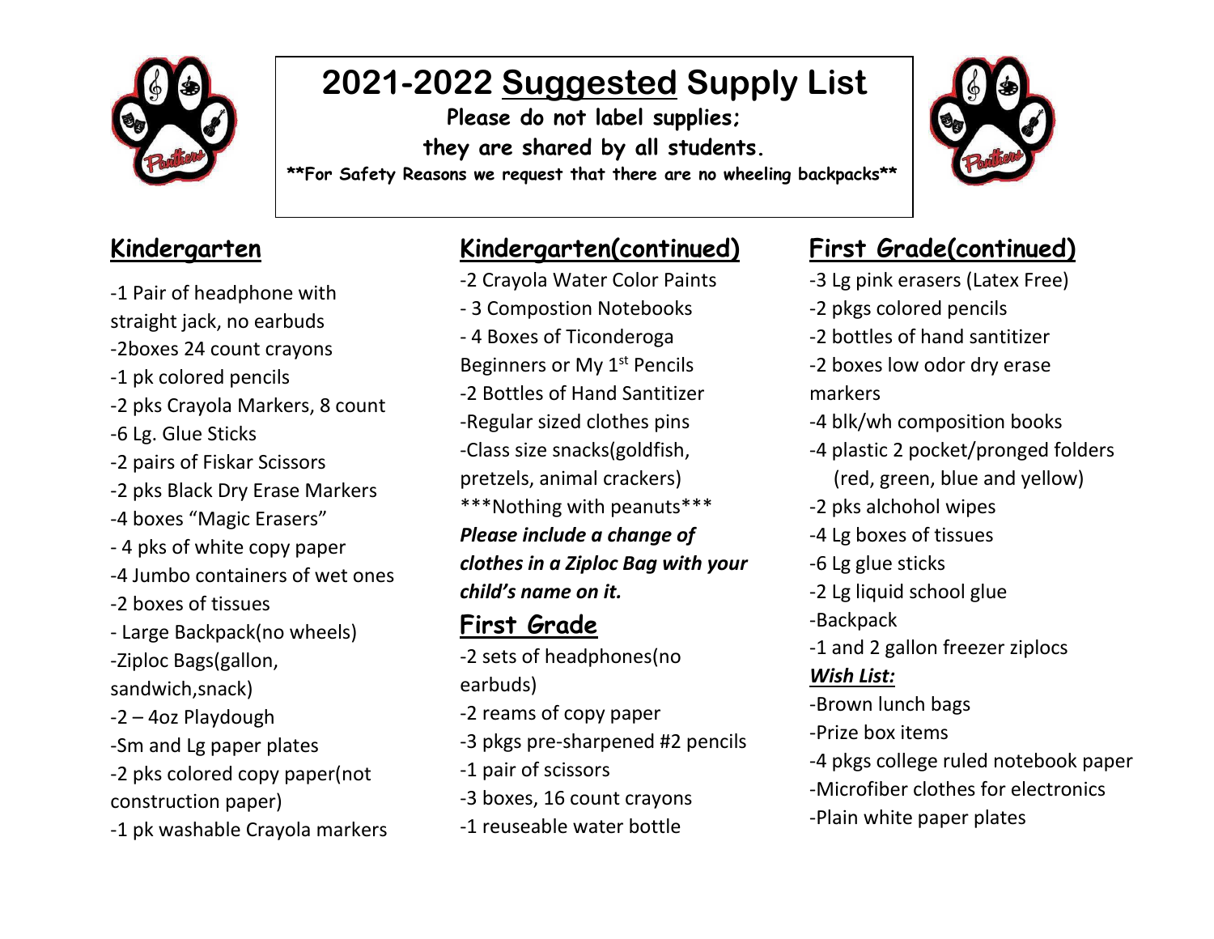# 2021-2022 Suggested Supply List

**Please do not label supplies; they are shared by all students.**

****For Safety Reasons we request that there are no wheeling backpacks****

## Kindergarten

- -1 Pair of headphone with straight jack, no earbuds
- -2boxes 24 count crayons
- -1 pk colored pencils
- -2 pks Crayola Markers, 8 count
- -6 Lg. Glue Sticks
- -2 pairs of Fiskar Scissors
- -2 pks Black Dry Erase Markers
- -4 boxes "Magic Erasers"
- - 4 pks of white copy paper
- -4 Jumbo containers of wet ones
- -2 boxes of tissues
- - Large Backpack(no wheels)
- -Ziploc Bags(gallon, sandwich,snack)
- -2 – 4oz Playdough
- -Sm and Lg paper plates
- -2 pks colored copy paper(not construction paper)
- -1 pk washable Crayola markers

## Kindergarten(continued)

- -2 Crayola Water Color Paints
- - 3 Compostion Notebooks
- - 4 Boxes of Ticonderoga Beginners or My 1st Pencils
- -2 Bottles of Hand Santitizer
- -Regular sized clothes pins
- -Class size snacks(goldfish, pretzels, animal crackers)

***Nothing with peanuts***

***Please include a change of clothes in a Ziploc Bag with your child's name on it.***

## First Grade

- -2 sets of headphones(no earbuds)
- -2 reams of copy paper
- -3 pkgs pre-sharpened #2 pencils
- -1 pair of scissors
- -3 boxes, 16 count crayons
- -1 reuseable water bottle

## First Grade(continued)

- -3 Lg pink erasers (Latex Free)
- -2 pkgs colored pencils
- -2 bottles of hand santitizer
- -2 boxes low odor dry erase markers
- -4 blk/wh composition books
- -4 plastic 2 pocket/pronged folders (red, green, blue and yellow)
- -2 pks alchohol wipes
- -4 Lg boxes of tissues
- -6 Lg glue sticks
- -2 Lg liquid school glue
- -Backpack
- -1 and 2 gallon freezer ziplocs

***Wish List:***

- -Brown lunch bags
- -Prize box items
- -4 pkgs college ruled notebook paper
- -Microfiber clothes for electronics
- -Plain white paper plates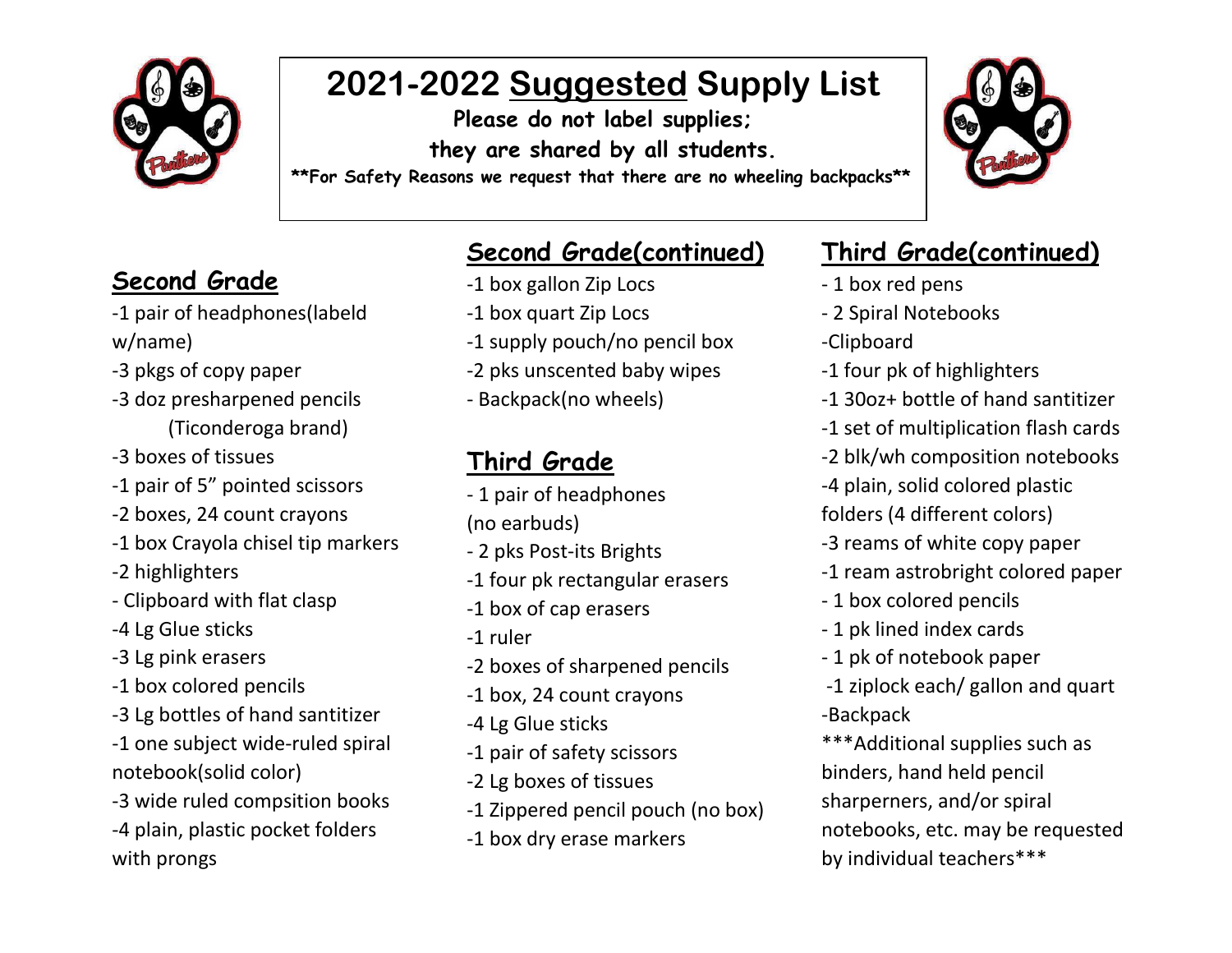# 2021-2022 Suggested Supply List

**Please do not label supplies; they are shared by all students.**

**\*\*For Safety Reasons we request that there are no wheeling backpacks\*\***

## Second Grade

- -1 pair of headphones(labeld w/name)
- -3 pkgs of copy paper
- -3 doz presharpened pencils (Ticonderoga brand)
- -3 boxes of tissues
- -1 pair of 5" pointed scissors
- -2 boxes, 24 count crayons
- -1 box Crayola chisel tip markers
- -2 highlighters
- - Clipboard with flat clasp
- -4 Lg Glue sticks
- -3 Lg pink erasers
- -1 box colored pencils
- -3 Lg bottles of hand santitizer
- -1 one subject wide-ruled spiral notebook(solid color)
- -3 wide ruled compsition books
- -4 plain, plastic pocket folders with prongs

## Second Grade(continued)

- -1 box gallon Zip Locs
- -1 box quart Zip Locs
- -1 supply pouch/no pencil box
- -2 pks unscented baby wipes
- - Backpack(no wheels)

## Third Grade

- - 1 pair of headphones (no earbuds)
- - 2 pks Post-its Brights
- -1 four pk rectangular erasers
- -1 box of cap erasers
- -1 ruler
- -2 boxes of sharpened pencils
- -1 box, 24 count crayons
- -4 Lg Glue sticks
- -1 pair of safety scissors
- -2 Lg boxes of tissues
- -1 Zippered pencil pouch (no box)
- -1 box dry erase markers

## Third Grade(continued)

- - 1 box red pens
- - 2 Spiral Notebooks
- -Clipboard
- -1 four pk of highlighters
- -1 30oz+ bottle of hand santitizer
- -1 set of multiplication flash cards
- -2 blk/wh composition notebooks
- -4 plain, solid colored plastic folders (4 different colors)
- -3 reams of white copy paper
- -1 ream astrobright colored paper
- - 1 box colored pencils
- - 1 pk lined index cards
- - 1 pk of notebook paper
- -1 ziplock each/ gallon and quart
- -Backpack

\*\*\*Additional supplies such as binders, hand held pencil sharperners, and/or spiral notebooks, etc. may be requested by individual teachers\*\*\*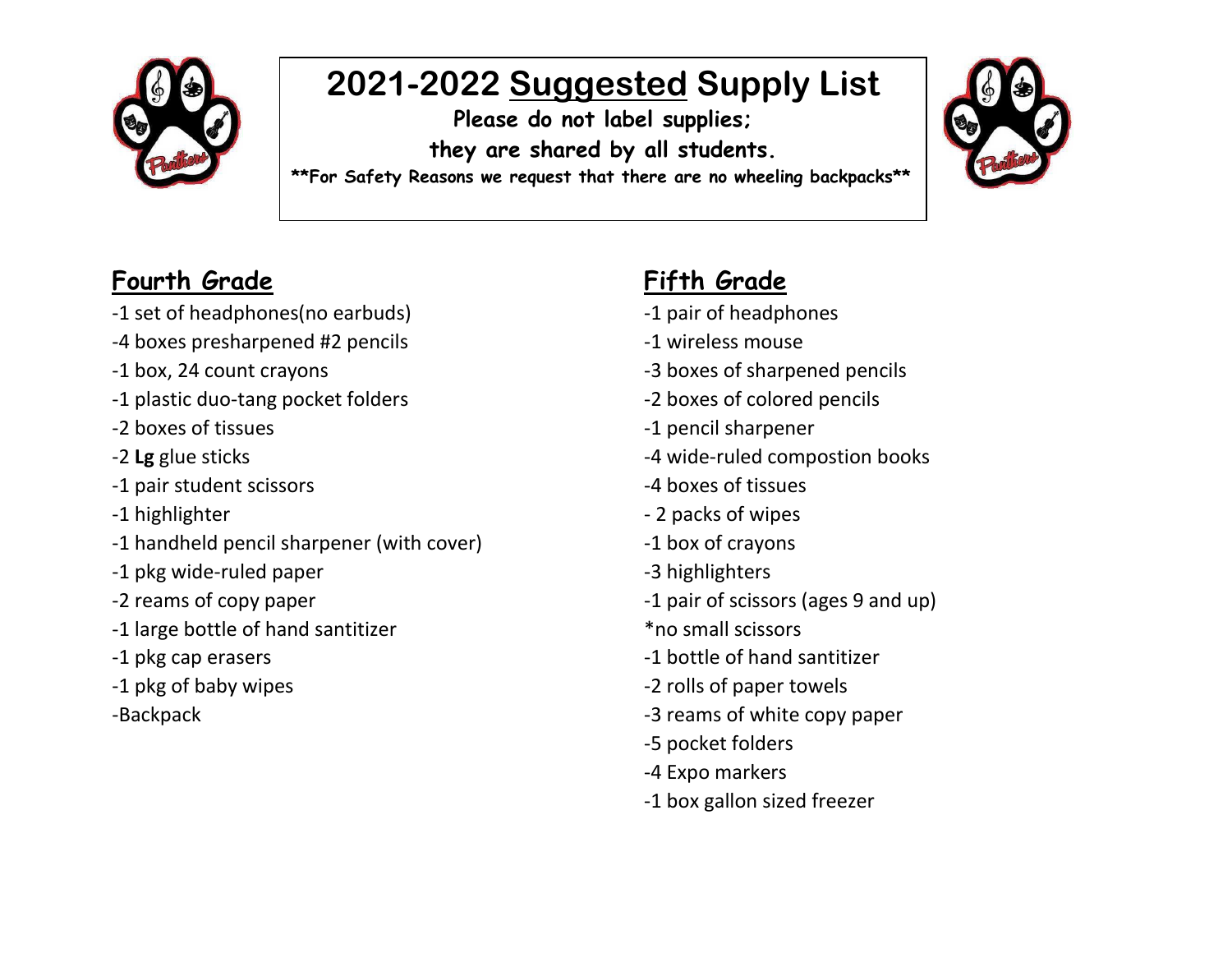# 2021-2022 Suggested Supply List

**Please do not label supplies;**

**they are shared by all students.**

**\*\*For Safety Reasons we request that there are no wheeling backpacks\*\***

## Fourth Grade

-1 set of headphones(no earbuds)
-4 boxes presharpened #2 pencils
-1 box, 24 count crayons
-1 plastic duo-tang pocket folders
-2 boxes of tissues
-2 **Lg** glue sticks
-1 pair student scissors
-1 highlighter
-1 handheld pencil sharpener (with cover)
-1 pkg wide-ruled paper
-2 reams of copy paper
-1 large bottle of hand santitizer
-1 pkg cap erasers
-1 pkg of baby wipes
-Backpack

## Fifth Grade

-1 pair of headphones
-1 wireless mouse
-3 boxes of sharpened pencils
-2 boxes of colored pencils
-1 pencil sharpener
-4 wide-ruled compostion books
-4 boxes of tissues
- 2 packs of wipes
-1 box of crayons
-3 highlighters
-1 pair of scissors (ages 9 and up)
*no small scissors
-1 bottle of hand santitizer
-2 rolls of paper towels
-3 reams of white copy paper
-5 pocket folders
-4 Expo markers
-1 box gallon sized freezer